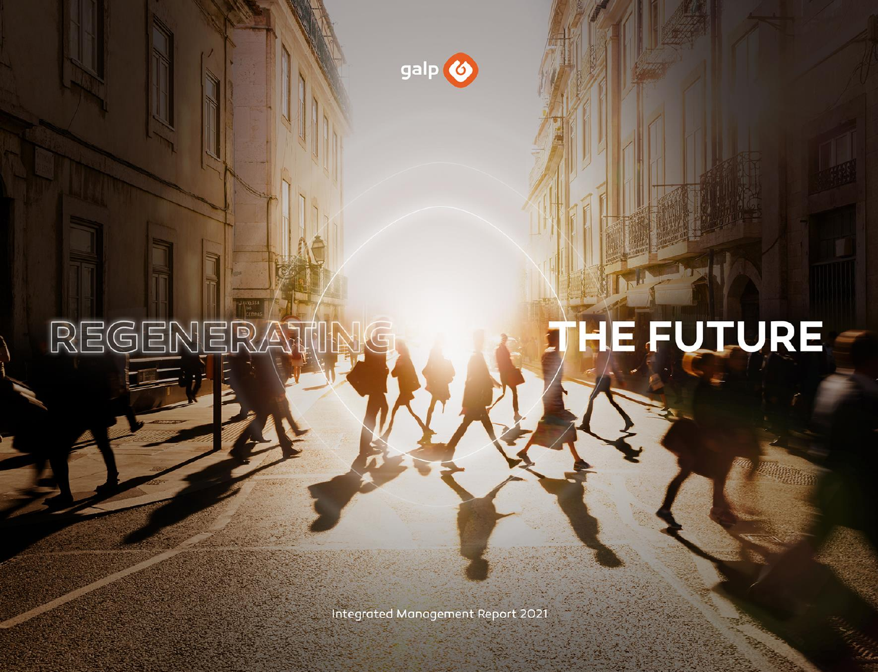galp

# REGENERATING THE FUTURE

Integrated Management Report 2021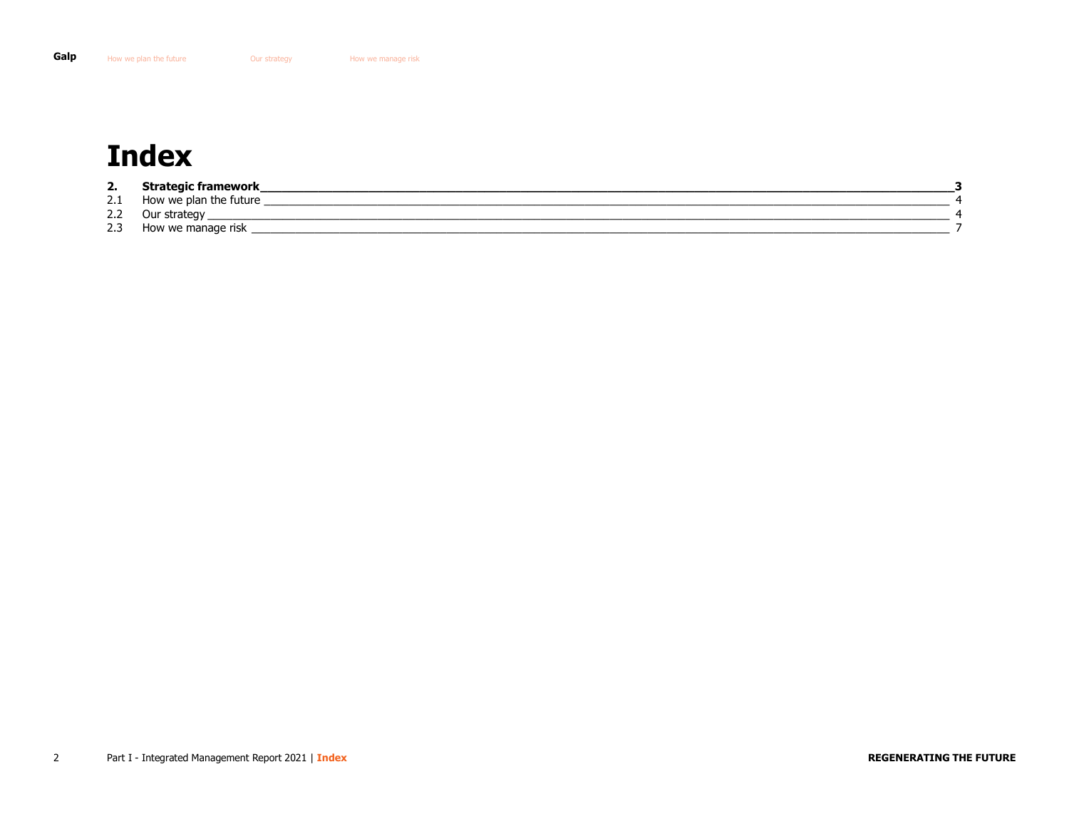# Index

| | | |
|---|---|---|
| **2.** | **Strategic framework** | **3** |
| 2.1 | How we plan the future | 4 |
| 2.2 | Our strategy | 4 |
| 2.3 | How we manage risk | 7 |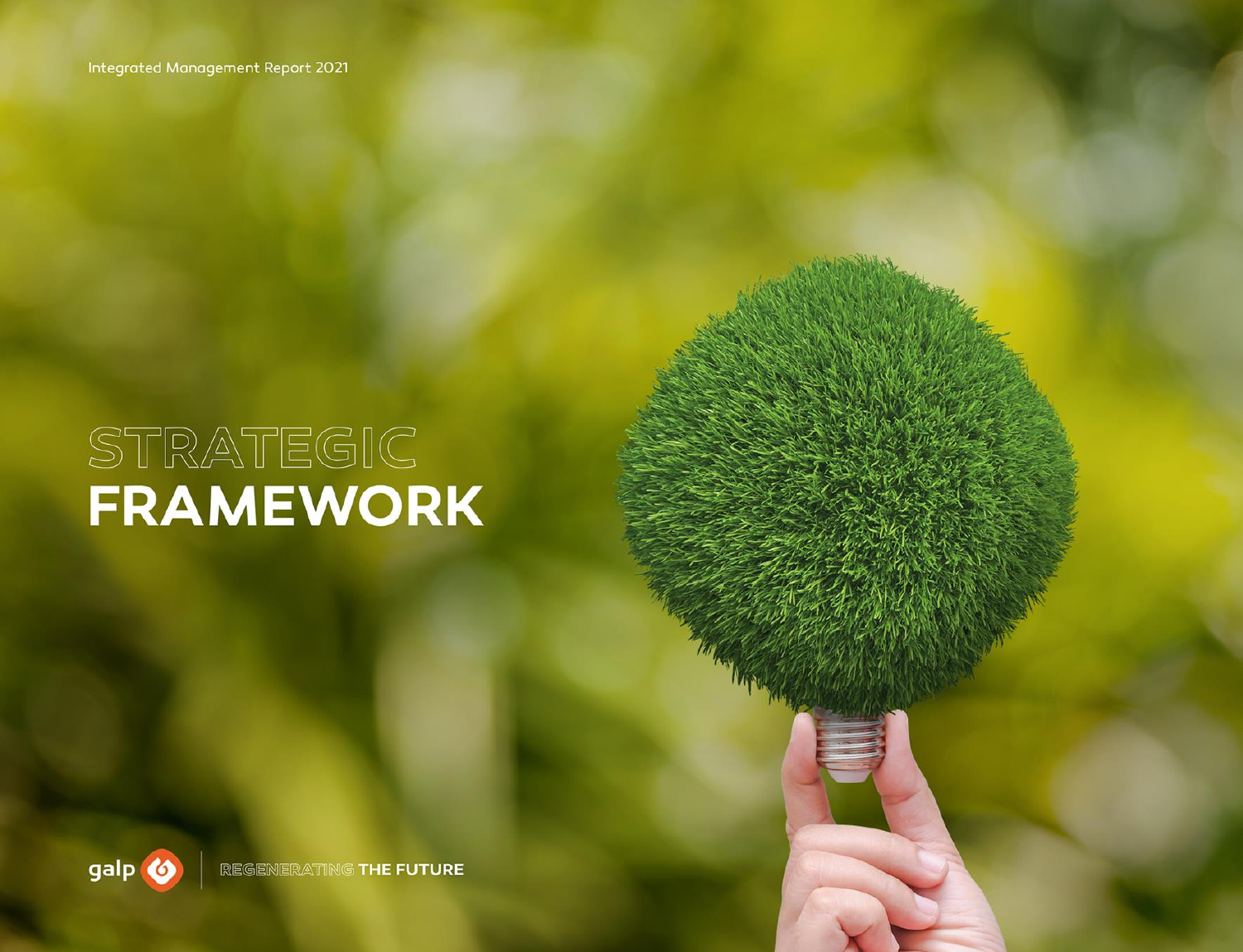Integrated Management Report 2021

# STRATEGIC FRAMEWORK

galp | REGENERATING THE FUTURE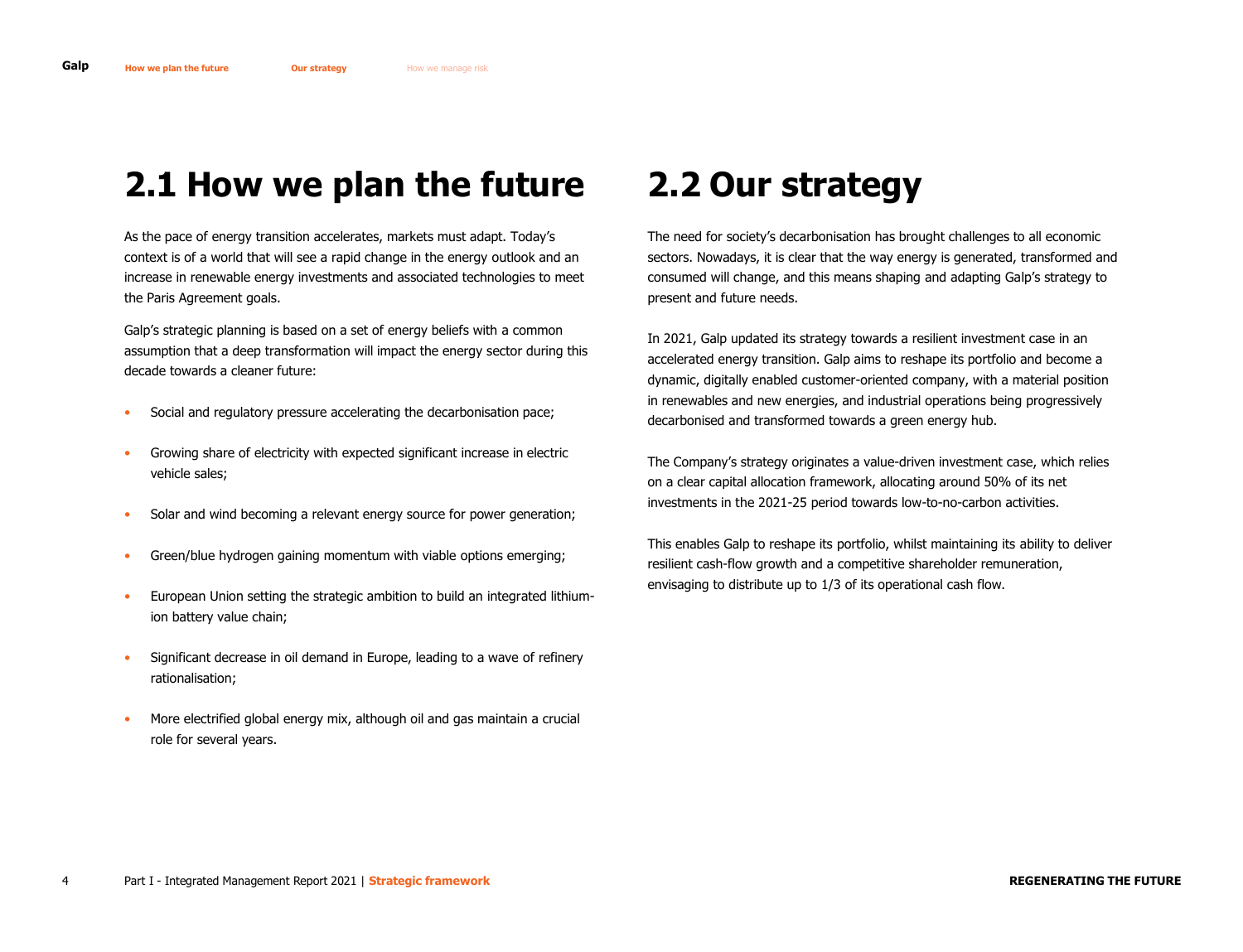## 2.1 How we plan the future

As the pace of energy transition accelerates, markets must adapt. Today's context is of a world that will see a rapid change in the energy outlook and an increase in renewable energy investments and associated technologies to meet the Paris Agreement goals.

Galp's strategic planning is based on a set of energy beliefs with a common assumption that a deep transformation will impact the energy sector during this decade towards a cleaner future:

- Social and regulatory pressure accelerating the decarbonisation pace;
- Growing share of electricity with expected significant increase in electric vehicle sales;
- Solar and wind becoming a relevant energy source for power generation;
- Green/blue hydrogen gaining momentum with viable options emerging;
- European Union setting the strategic ambition to build an integrated lithium-ion battery value chain;
- Significant decrease in oil demand in Europe, leading to a wave of refinery rationalisation;
- More electrified global energy mix, although oil and gas maintain a crucial role for several years.

## 2.2 Our strategy

The need for society's decarbonisation has brought challenges to all economic sectors. Nowadays, it is clear that the way energy is generated, transformed and consumed will change, and this means shaping and adapting Galp's strategy to present and future needs.

In 2021, Galp updated its strategy towards a resilient investment case in an accelerated energy transition. Galp aims to reshape its portfolio and become a dynamic, digitally enabled customer-oriented company, with a material position in renewables and new energies, and industrial operations being progressively decarbonised and transformed towards a green energy hub.

The Company's strategy originates a value-driven investment case, which relies on a clear capital allocation framework, allocating around 50% of its net investments in the 2021-25 period towards low-to-no-carbon activities.

This enables Galp to reshape its portfolio, whilst maintaining its ability to deliver resilient cash-flow growth and a competitive shareholder remuneration, envisaging to distribute up to 1/3 of its operational cash flow.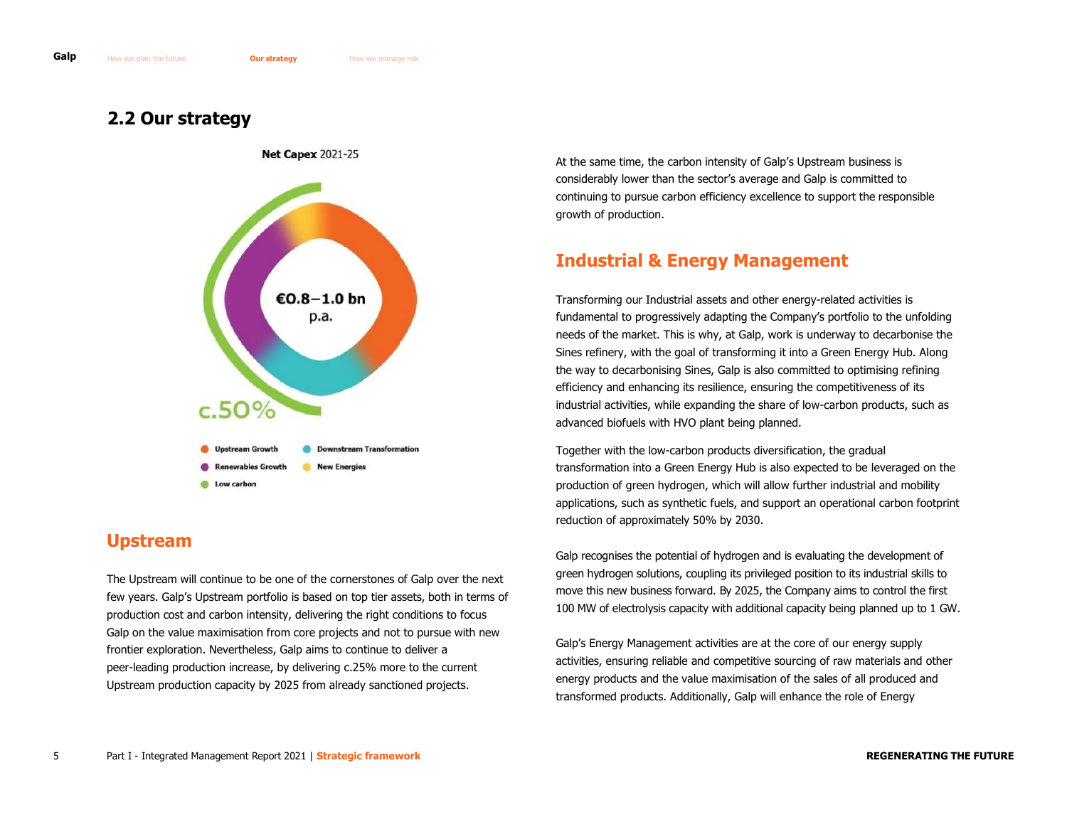## 2.2 Our strategy

**Net Capex** 2021-25

€0.8–1.0 bn p.a.

c.50%

- Upstream Growth
- Downstream Transformation
- Renewables Growth
- New Energies
- Low carbon

### Upstream

The Upstream will continue to be one of the cornerstones of Galp over the next few years. Galp's Upstream portfolio is based on top tier assets, both in terms of production cost and carbon intensity, delivering the right conditions to focus Galp on the value maximisation from core projects and not to pursue with new frontier exploration. Nevertheless, Galp aims to continue to deliver a peer-leading production increase, by delivering c.25% more to the current Upstream production capacity by 2025 from already sanctioned projects.

At the same time, the carbon intensity of Galp's Upstream business is considerably lower than the sector's average and Galp is committed to continuing to pursue carbon efficiency excellence to support the responsible growth of production.

### Industrial & Energy Management

Transforming our Industrial assets and other energy-related activities is fundamental to progressively adapting the Company's portfolio to the unfolding needs of the market. This is why, at Galp, work is underway to decarbonise the Sines refinery, with the goal of transforming it into a Green Energy Hub. Along the way to decarbonising Sines, Galp is also committed to optimising refining efficiency and enhancing its resilience, ensuring the competitiveness of its industrial activities, while expanding the share of low-carbon products, such as advanced biofuels with HVO plant being planned.

Together with the low-carbon products diversification, the gradual transformation into a Green Energy Hub is also expected to be leveraged on the production of green hydrogen, which will allow further industrial and mobility applications, such as synthetic fuels, and support an operational carbon footprint reduction of approximately 50% by 2030.

Galp recognises the potential of hydrogen and is evaluating the development of green hydrogen solutions, coupling its privileged position to its industrial skills to move this new business forward. By 2025, the Company aims to control the first 100 MW of electrolysis capacity with additional capacity being planned up to 1 GW.

Galp's Energy Management activities are at the core of our energy supply activities, ensuring reliable and competitive sourcing of raw materials and other energy products and the value maximisation of the sales of all produced and transformed products. Additionally, Galp will enhance the role of Energy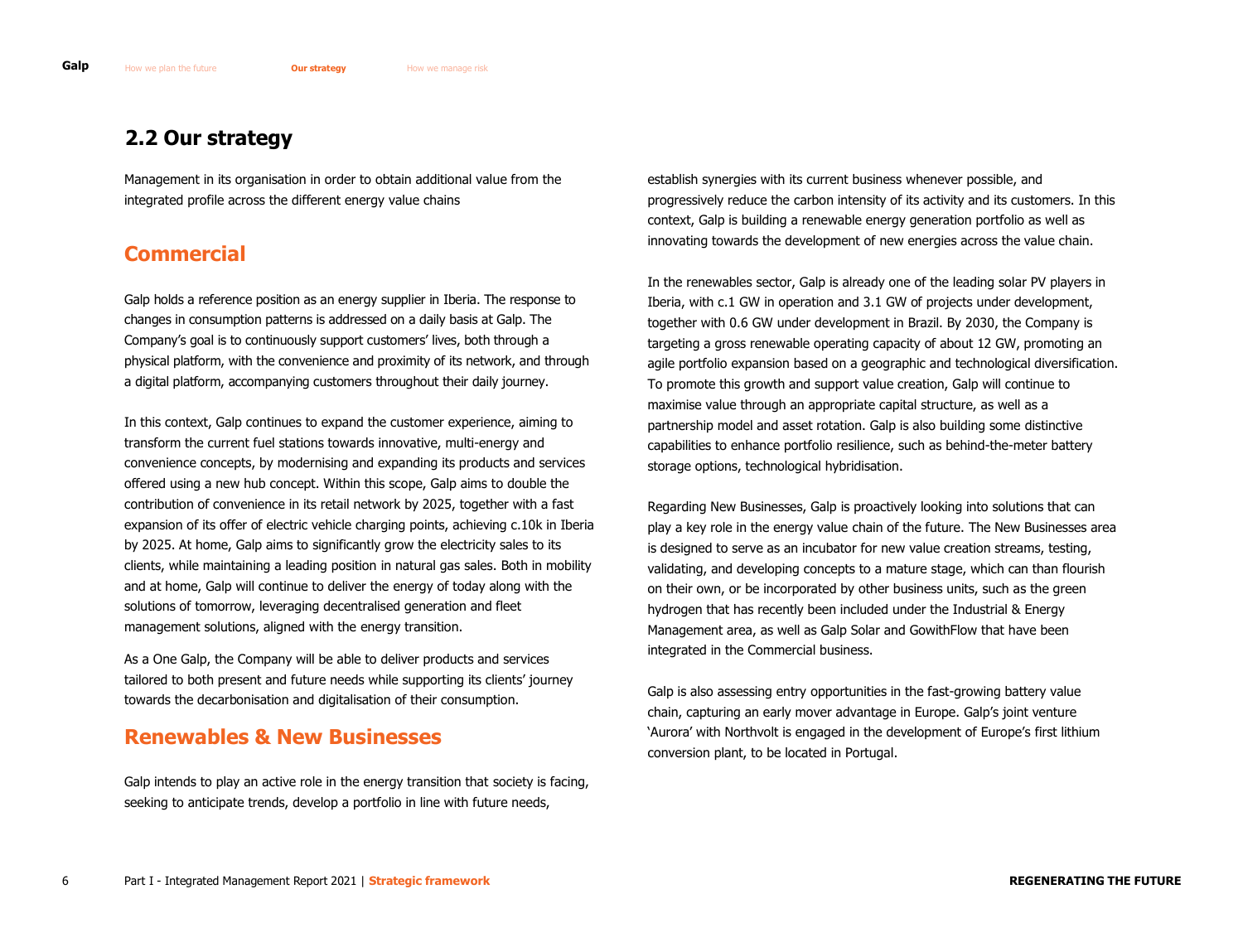## 2.2 Our strategy

Management in its organisation in order to obtain additional value from the integrated profile across the different energy value chains

### Commercial

Galp holds a reference position as an energy supplier in Iberia. The response to changes in consumption patterns is addressed on a daily basis at Galp. The Company's goal is to continuously support customers' lives, both through a physical platform, with the convenience and proximity of its network, and through a digital platform, accompanying customers throughout their daily journey.

In this context, Galp continues to expand the customer experience, aiming to transform the current fuel stations towards innovative, multi-energy and convenience concepts, by modernising and expanding its products and services offered using a new hub concept. Within this scope, Galp aims to double the contribution of convenience in its retail network by 2025, together with a fast expansion of its offer of electric vehicle charging points, achieving c.10k in Iberia by 2025. At home, Galp aims to significantly grow the electricity sales to its clients, while maintaining a leading position in natural gas sales. Both in mobility and at home, Galp will continue to deliver the energy of today along with the solutions of tomorrow, leveraging decentralised generation and fleet management solutions, aligned with the energy transition.

As a One Galp, the Company will be able to deliver products and services tailored to both present and future needs while supporting its clients' journey towards the decarbonisation and digitalisation of their consumption.

### Renewables & New Businesses

Galp intends to play an active role in the energy transition that society is facing, seeking to anticipate trends, develop a portfolio in line with future needs, establish synergies with its current business whenever possible, and progressively reduce the carbon intensity of its activity and its customers. In this context, Galp is building a renewable energy generation portfolio as well as innovating towards the development of new energies across the value chain.

In the renewables sector, Galp is already one of the leading solar PV players in Iberia, with c.1 GW in operation and 3.1 GW of projects under development, together with 0.6 GW under development in Brazil. By 2030, the Company is targeting a gross renewable operating capacity of about 12 GW, promoting an agile portfolio expansion based on a geographic and technological diversification. To promote this growth and support value creation, Galp will continue to maximise value through an appropriate capital structure, as well as a partnership model and asset rotation. Galp is also building some distinctive capabilities to enhance portfolio resilience, such as behind-the-meter battery storage options, technological hybridisation.

Regarding New Businesses, Galp is proactively looking into solutions that can play a key role in the energy value chain of the future. The New Businesses area is designed to serve as an incubator for new value creation streams, testing, validating, and developing concepts to a mature stage, which can than flourish on their own, or be incorporated by other business units, such as the green hydrogen that has recently been included under the Industrial & Energy Management area, as well as Galp Solar and GowithFlow that have been integrated in the Commercial business.

Galp is also assessing entry opportunities in the fast-growing battery value chain, capturing an early mover advantage in Europe. Galp's joint venture 'Aurora' with Northvolt is engaged in the development of Europe's first lithium conversion plant, to be located in Portugal.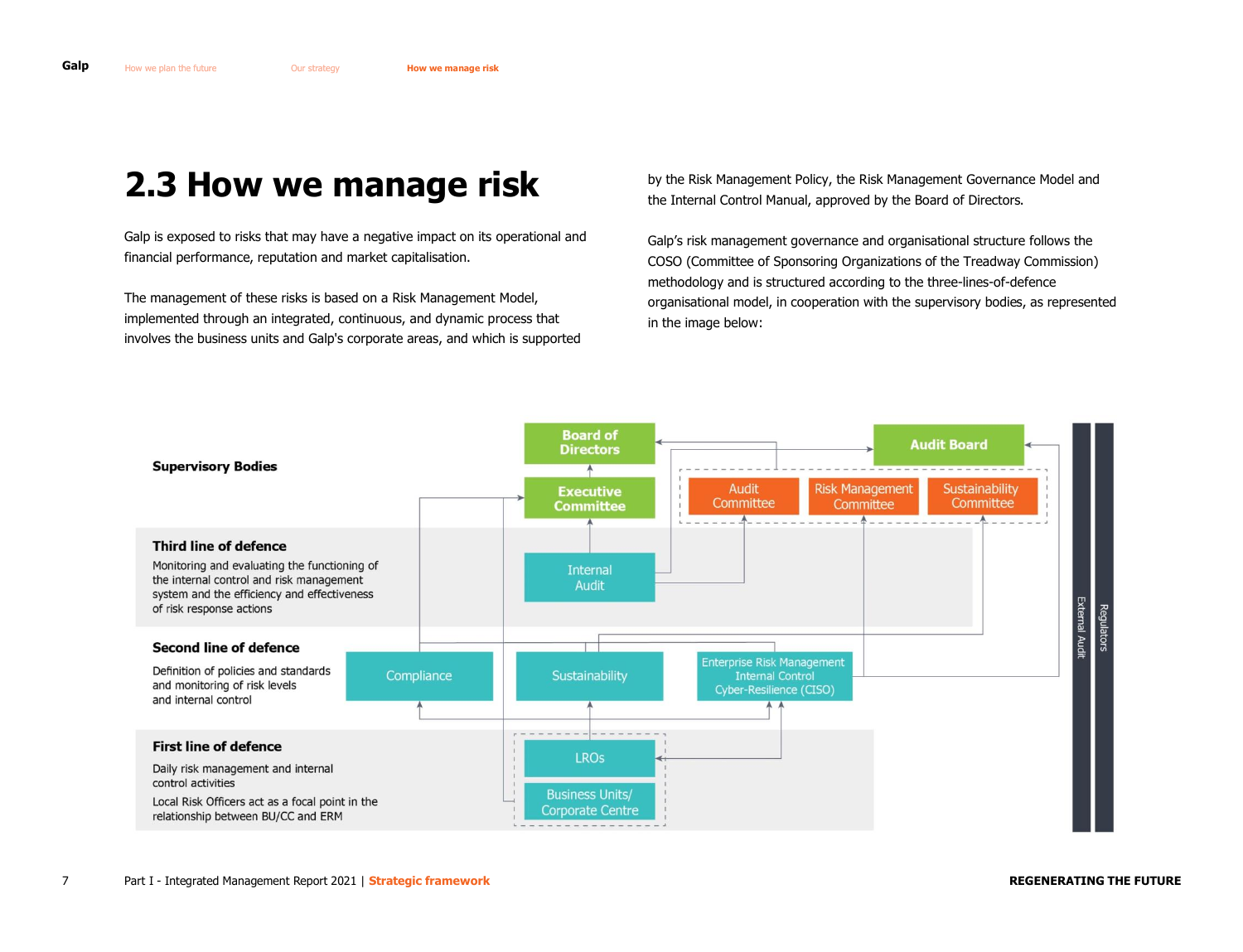# 2.3 How we manage risk

Galp is exposed to risks that may have a negative impact on its operational and financial performance, reputation and market capitalisation.

The management of these risks is based on a Risk Management Model, implemented through an integrated, continuous, and dynamic process that involves the business units and Galp's corporate areas, and which is supported by the Risk Management Policy, the Risk Management Governance Model and the Internal Control Manual, approved by the Board of Directors.

Galp's risk management governance and organisational structure follows the COSO (Committee of Sponsoring Organizations of the Treadway Commission) methodology and is structured according to the three-lines-of-defence organisational model, in cooperation with the supervisory bodies, as represented in the image below:

**Supervisory Bodies**

Board of Directors

Executive Committee

Audit Board

Audit Committee | Risk Management Committee | Sustainability Committee

**Third line of defence**

Monitoring and evaluating the functioning of the internal control and risk management system and the efficiency and effectiveness of risk response actions

Internal Audit

**Second line of defence**

Definition of policies and standards and monitoring of risk levels and internal control

Compliance | Sustainability | Enterprise Risk Management Internal Control Cyber-Resilience (CISO)

**First line of defence**

Daily risk management and internal control activities

Local Risk Officers act as a focal point in the relationship between BU/CC and ERM

LROs

Business Units/ Corporate Centre

External Audit

Regulators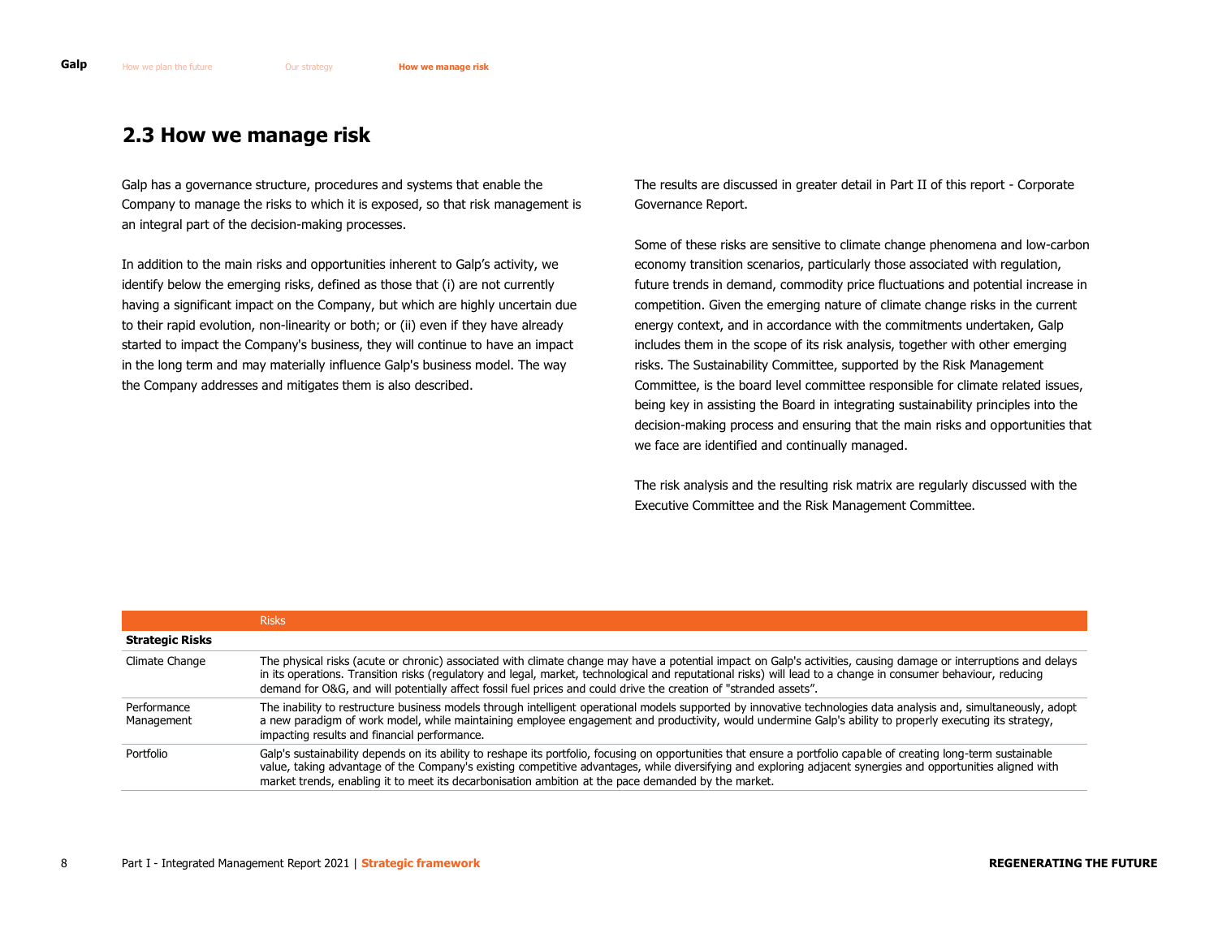## 2.3 How we manage risk

Galp has a governance structure, procedures and systems that enable the Company to manage the risks to which it is exposed, so that risk management is an integral part of the decision-making processes.

In addition to the main risks and opportunities inherent to Galp's activity, we identify below the emerging risks, defined as those that (i) are not currently having a significant impact on the Company, but which are highly uncertain due to their rapid evolution, non-linearity or both; or (ii) even if they have already started to impact the Company's business, they will continue to have an impact in the long term and may materially influence Galp's business model. The way the Company addresses and mitigates them is also described.

The results are discussed in greater detail in Part II of this report - Corporate Governance Report.

Some of these risks are sensitive to climate change phenomena and low-carbon economy transition scenarios, particularly those associated with regulation, future trends in demand, commodity price fluctuations and potential increase in competition. Given the emerging nature of climate change risks in the current energy context, and in accordance with the commitments undertaken, Galp includes them in the scope of its risk analysis, together with other emerging risks. The Sustainability Committee, supported by the Risk Management Committee, is the board level committee responsible for climate related issues, being key in assisting the Board in integrating sustainability principles into the decision-making process and ensuring that the main risks and opportunities that we face are identified and continually managed.

The risk analysis and the resulting risk matrix are regularly discussed with the Executive Committee and the Risk Management Committee.

| | Risks |
|---|---|
| **Strategic Risks** | |
| Climate Change | The physical risks (acute or chronic) associated with climate change may have a potential impact on Galp's activities, causing damage or interruptions and delays in its operations. Transition risks (regulatory and legal, market, technological and reputational risks) will lead to a change in consumer behaviour, reducing demand for O&G, and will potentially affect fossil fuel prices and could drive the creation of "stranded assets". |
| Performance Management | The inability to restructure business models through intelligent operational models supported by innovative technologies data analysis and, simultaneously, adopt a new paradigm of work model, while maintaining employee engagement and productivity, would undermine Galp's ability to properly executing its strategy, impacting results and financial performance. |
| Portfolio | Galp's sustainability depends on its ability to reshape its portfolio, focusing on opportunities that ensure a portfolio capable of creating long-term sustainable value, taking advantage of the Company's existing competitive advantages, while diversifying and exploring adjacent synergies and opportunities aligned with market trends, enabling it to meet its decarbonisation ambition at the pace demanded by the market. |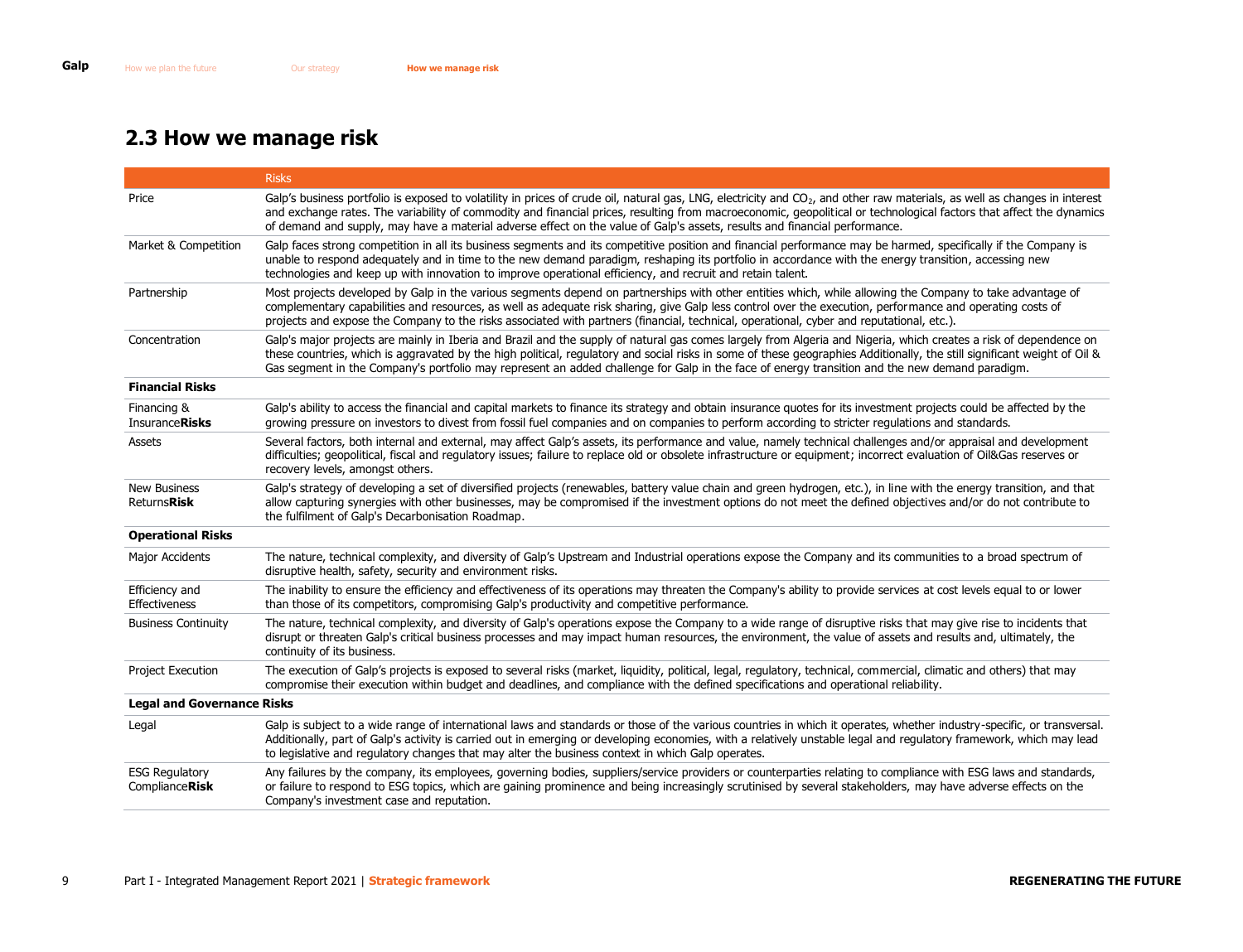## 2.3 How we manage risk

| | Risks |
|---|---|
| Price | Galp's business portfolio is exposed to volatility in prices of crude oil, natural gas, LNG, electricity and $CO_2$, and other raw materials, as well as changes in interest and exchange rates. The variability of commodity and financial prices, resulting from macroeconomic, geopolitical or technological factors that affect the dynamics of demand and supply, may have a material adverse effect on the value of Galp's assets, results and financial performance. |
| Market & Competition | Galp faces strong competition in all its business segments and its competitive position and financial performance may be harmed, specifically if the Company is unable to respond adequately and in time to the new demand paradigm, reshaping its portfolio in accordance with the energy transition, accessing new technologies and keep up with innovation to improve operational efficiency, and recruit and retain talent. |
| Partnership | Most projects developed by Galp in the various segments depend on partnerships with other entities which, while allowing the Company to take advantage of complementary capabilities and resources, as well as adequate risk sharing, give Galp less control over the execution, performance and operating costs of projects and expose the Company to the risks associated with partners (financial, technical, operational, cyber and reputational, etc.). |
| Concentration | Galp's major projects are mainly in Iberia and Brazil and the supply of natural gas comes largely from Algeria and Nigeria, which creates a risk of dependence on these countries, which is aggravated by the high political, regulatory and social risks in some of these geographies Additionally, the still significant weight of Oil & Gas segment in the Company's portfolio may represent an added challenge for Galp in the face of energy transition and the new demand paradigm. |
| **Financial Risks** | |
| Financing & Insurance**Risks** | Galp's ability to access the financial and capital markets to finance its strategy and obtain insurance quotes for its investment projects could be affected by the growing pressure on investors to divest from fossil fuel companies and on companies to perform according to stricter regulations and standards. |
| Assets | Several factors, both internal and external, may affect Galp's assets, its performance and value, namely technical challenges and/or appraisal and development difficulties; geopolitical, fiscal and regulatory issues; failure to replace old or obsolete infrastructure or equipment; incorrect evaluation of Oil&Gas reserves or recovery levels, amongst others. |
| New Business Returns**Risk** | Galp's strategy of developing a set of diversified projects (renewables, battery value chain and green hydrogen, etc.), in line with the energy transition, and that allow capturing synergies with other businesses, may be compromised if the investment options do not meet the defined objectives and/or do not contribute to the fulfilment of Galp's Decarbonisation Roadmap. |
| **Operational Risks** | |
| Major Accidents | The nature, technical complexity, and diversity of Galp's Upstream and Industrial operations expose the Company and its communities to a broad spectrum of disruptive health, safety, security and environment risks. |
| Efficiency and Effectiveness | The inability to ensure the efficiency and effectiveness of its operations may threaten the Company's ability to provide services at cost levels equal to or lower than those of its competitors, compromising Galp's productivity and competitive performance. |
| Business Continuity | The nature, technical complexity, and diversity of Galp's operations expose the Company to a wide range of disruptive risks that may give rise to incidents that disrupt or threaten Galp's critical business processes and may impact human resources, the environment, the value of assets and results and, ultimately, the continuity of its business. |
| Project Execution | The execution of Galp's projects is exposed to several risks (market, liquidity, political, legal, regulatory, technical, commercial, climatic and others) that may compromise their execution within budget and deadlines, and compliance with the defined specifications and operational reliability. |
| **Legal and Governance Risks** | |
| Legal | Galp is subject to a wide range of international laws and standards or those of the various countries in which it operates, whether industry-specific, or transversal. Additionally, part of Galp's activity is carried out in emerging or developing economies, with a relatively unstable legal and regulatory framework, which may lead to legislative and regulatory changes that may alter the business context in which Galp operates. |
| ESG Regulatory Compliance**Risk** | Any failures by the company, its employees, governing bodies, suppliers/service providers or counterparties relating to compliance with ESG laws and standards, or failure to respond to ESG topics, which are gaining prominence and being increasingly scrutinised by several stakeholders, may have adverse effects on the Company's investment case and reputation. |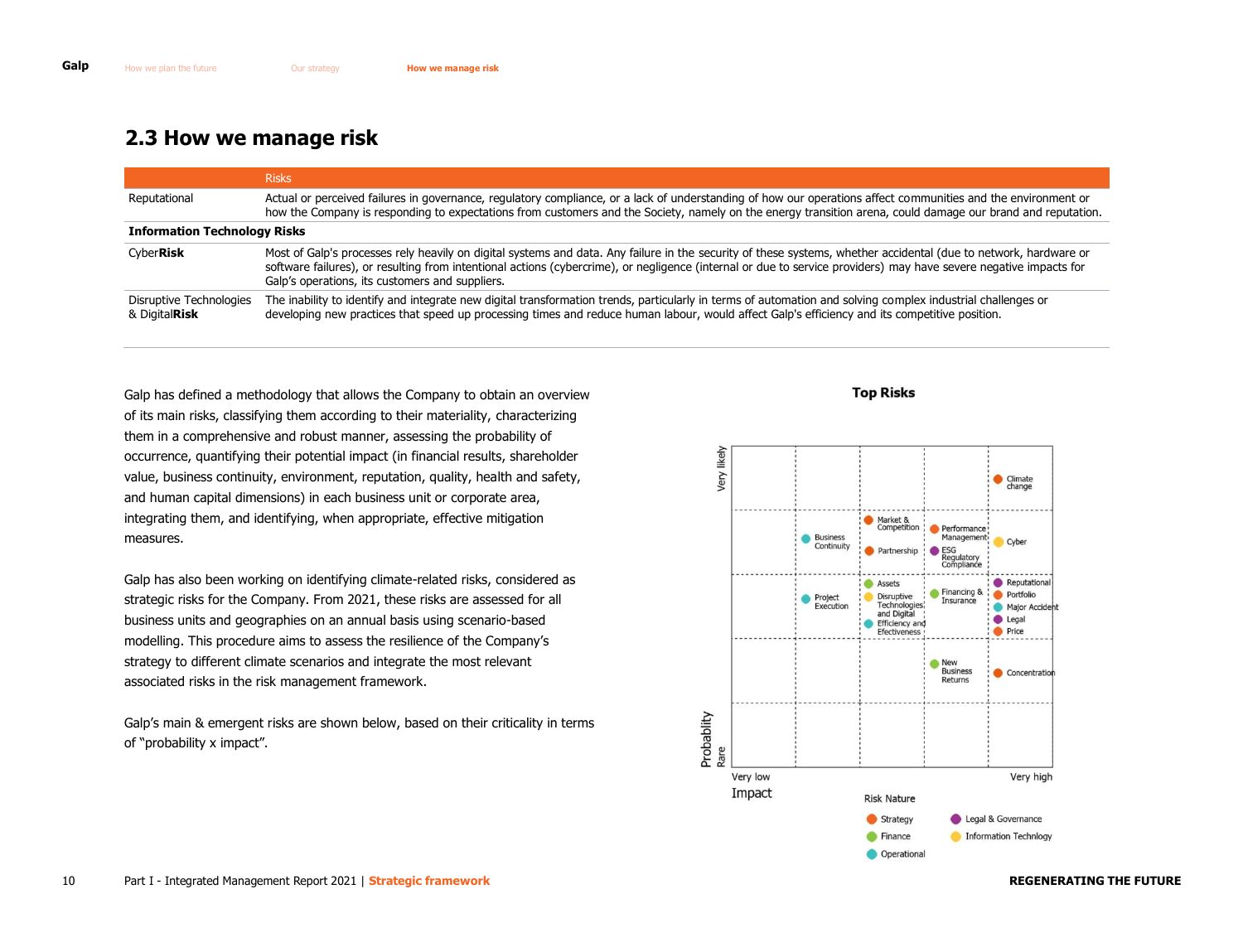## 2.3 How we manage risk

| | Risks |
|---|---|
| Reputational | Actual or perceived failures in governance, regulatory compliance, or a lack of understanding of how our operations affect communities and the environment or how the Company is responding to expectations from customers and the Society, namely on the energy transition arena, could damage our brand and reputation. |
| **Information Technology Risks** | |
| Cyber**Risk** | Most of Galp's processes rely heavily on digital systems and data. Any failure in the security of these systems, whether accidental (due to network, hardware or software failures), or resulting from intentional actions (cybercrime), or negligence (internal or due to service providers) may have severe negative impacts for Galp's operations, its customers and suppliers. |
| Disruptive Technologies & Digital**Risk** | The inability to identify and integrate new digital transformation trends, particularly in terms of automation and solving complex industrial challenges or developing new practices that speed up processing times and reduce human labour, would affect Galp's efficiency and its competitive position. |

Galp has defined a methodology that allows the Company to obtain an overview of its main risks, classifying them according to their materiality, characterizing them in a comprehensive and robust manner, assessing the probability of occurrence, quantifying their potential impact (in financial results, shareholder value, business continuity, environment, reputation, quality, health and safety, and human capital dimensions) in each business unit or corporate area, integrating them, and identifying, when appropriate, effective mitigation measures.

Galp has also been working on identifying climate-related risks, considered as strategic risks for the Company. From 2021, these risks are assessed for all business units and geographies on an annual basis using scenario-based modelling. This procedure aims to assess the resilience of the Company's strategy to different climate scenarios and integrate the most relevant associated risks in the risk management framework.

Galp's main & emergent risks are shown below, based on their criticality in terms of "probability x impact".

**Top Risks**

Very likely
Probability
Rare
Very low
Impact
Very high

Climate change
Business Continuity
Market & Competition
Partnership
Performance Management
ESG Regulatory Compliance
Cyber
Project Execution
Assets
Disruptive Technologies and Digital
Efficiency and Efectiveness
Financing & Insurance
Reputational
Portfolio
Major Accident
Legal
Price
New Business Returns
Concentration

Risk Nature
Strategy
Finance
Operational
Legal & Governance
Information Technology